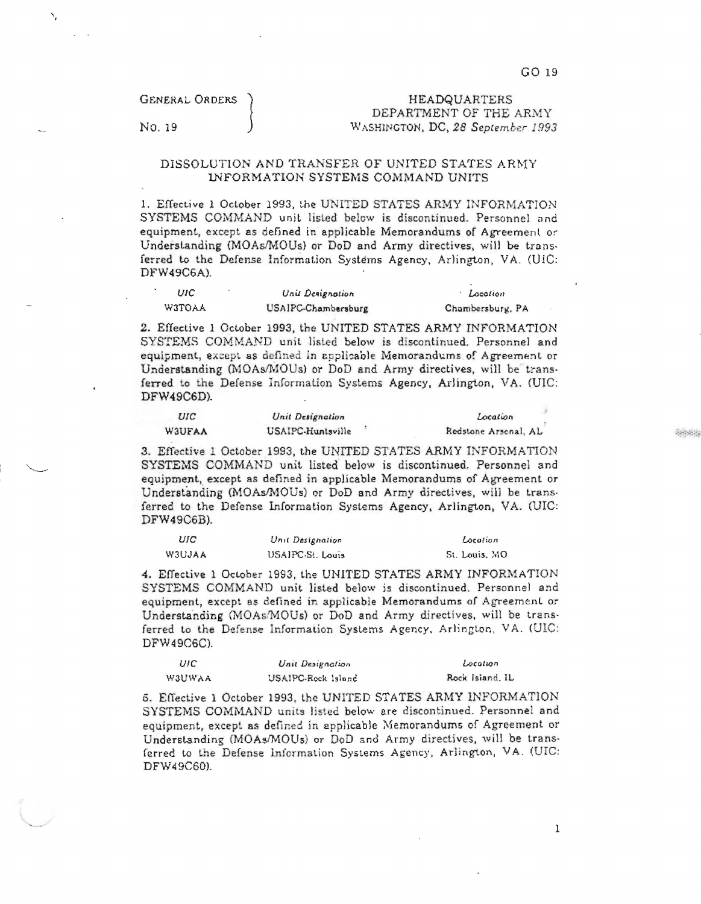GENERAL ORDERS No. 19

HEADQUARTERS
DEPARTMENT OF THE ARMY
WASHINGTON, DC, *28 September 1993*

## DISSOLUTION AND TRANSFER OF UNITED STATES ARMY INFORMATION SYSTEMS COMMAND UNITS

1. Effective 1 October 1993, the UNITED STATES ARMY INFORMATION SYSTEMS COMMAND unit listed below is discontinued. Personnel and equipment, except as defined in applicable Memorandums of Agreement or Understanding (MOAs/MOUs) or DoD and Army directives, will be transferred to the Defense Information Systems Agency, Arlington, VA. (UIC: DFW49C6A).

| *UIC* | *Unit Designation* | *Location* |
|---|---|---|
| W3TOAA | USAIPC-Chambersburg | Chambersburg, PA |

2. Effective 1 October 1993, the UNITED STATES ARMY INFORMATION SYSTEMS COMMAND unit listed below is discontinued. Personnel and equipment, except as defined in applicable Memorandums of Agreement or Understanding (MOAs/MOUs) or DoD and Army directives, will be transferred to the Defense Information Systems Agency, Arlington, VA. (UIC: DFW49C6D).

| *UIC* | *Unit Designation* | *Location* |
|---|---|---|
| W3UFAA | USAIPC-Huntsville | Redstone Arsenal, AL |

3. Effective 1 October 1993, the UNITED STATES ARMY INFORMATION SYSTEMS COMMAND unit listed below is discontinued. Personnel and equipment, except as defined in applicable Memorandums of Agreement or Understanding (MOAs/MOUs) or DoD and Army directives, will be transferred to the Defense Information Systems Agency, Arlington, VA. (UIC: DFW49C6B).

| *UIC* | *Unit Designation* | *Location* |
|---|---|---|
| W3UJAA | USAIPC-St. Louis | St. Louis, MO |

4. Effective 1 October 1993, the UNITED STATES ARMY INFORMATION SYSTEMS COMMAND unit listed below is discontinued. Personnel and equipment, except as defined in applicable Memorandums of Agreement or Understanding (MOAs/MOUs) or DoD and Army directives, will be transferred to the Defense Information Systems Agency, Arlington, VA. (UIC: DFW49C6C).

| *UIC* | *Unit Designation* | *Location* |
|---|---|---|
| W3UWAA | USAIPC-Rock Island | Rock Island, IL |

5. Effective 1 October 1993, the UNITED STATES ARMY INFORMATION SYSTEMS COMMAND units listed below are discontinued. Personnel and equipment, except as defined in applicable Memorandums of Agreement or Understanding (MOAs/MOUs) or DoD and Army directives, will be transferred to the Defense Information Systems Agency, Arlington, VA. (UIC: DFW49C60).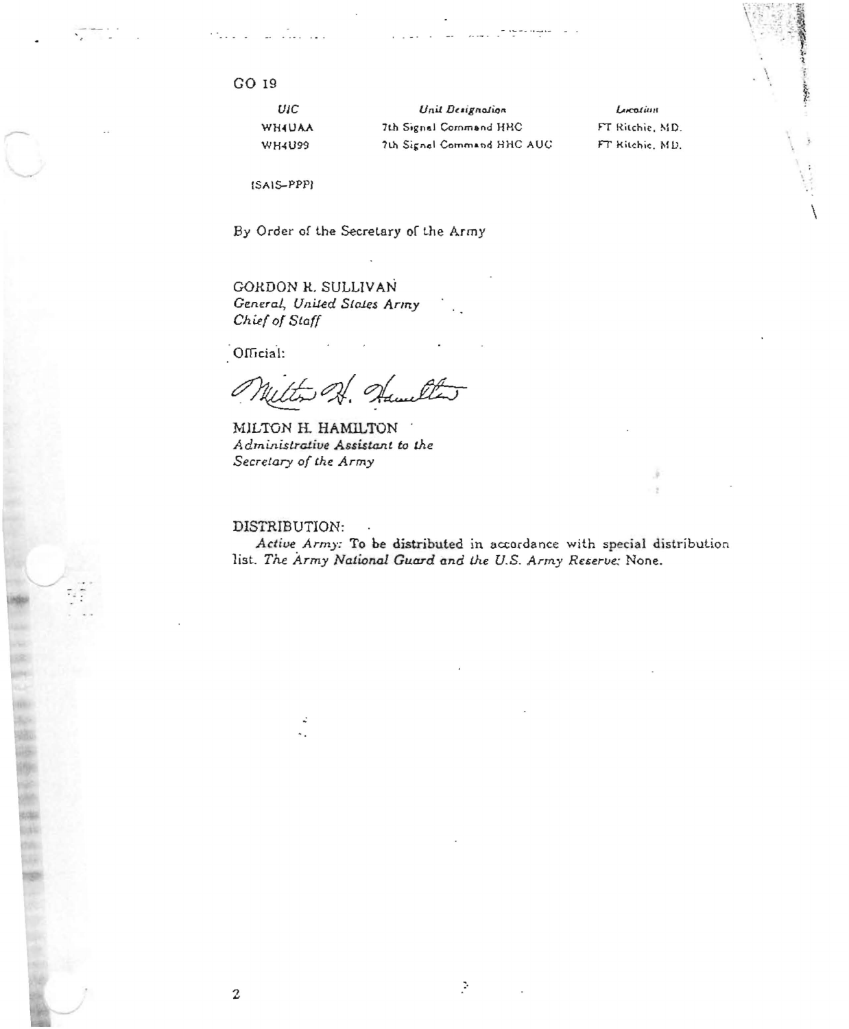GO 19

| *UIC* | *Unit Designation* | *Location* |
| --- | --- | --- |
| WH4UAA | 7th Signal Command HHC | FT Ritchie, MD. |
| WH4U99 | 7th Signal Command HHC AUG | FT Ritchie, MD. |

[SAIS–PPP]

By Order of the Secretary of the Army

GORDON R. SULLIVAN
*General, United States Army*
*Chief of Staff*

Official:

Milton H. Hamilton

MILTON H. HAMILTON
*Administrative Assistant to the*
*Secretary of the Army*

DISTRIBUTION:
*Active Army:* To be distributed in accordance with special distribution list. *The Army National Guard and the U.S. Army Reserve:* None.